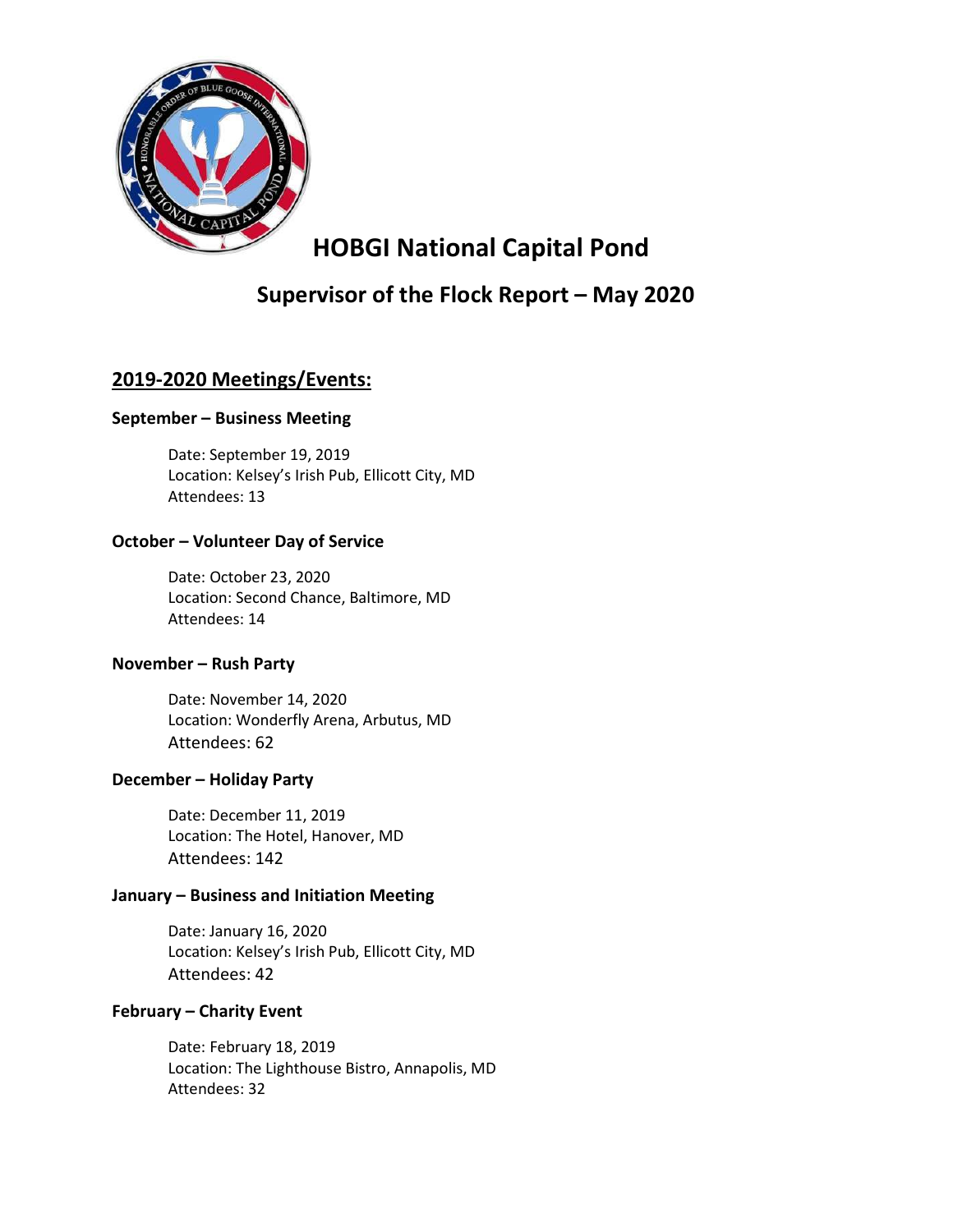# HOBGI National Capital Pond

## Supervisor of the Flock Report – May 2020

## 2019-2020 Meetings/Events:

### September – Business Meeting

Date: September 19, 2019
Location: Kelsey's Irish Pub, Ellicott City, MD
Attendees: 13

### October – Volunteer Day of Service

Date: October 23, 2020
Location: Second Chance, Baltimore, MD
Attendees: 14

### November – Rush Party

Date: November 14, 2020
Location: Wonderfly Arena, Arbutus, MD
Attendees: 62

### December – Holiday Party

Date: December 11, 2019
Location: The Hotel, Hanover, MD
Attendees: 142

### January – Business and Initiation Meeting

Date: January 16, 2020
Location: Kelsey's Irish Pub, Ellicott City, MD
Attendees: 42

### February – Charity Event

Date: February 18, 2019
Location: The Lighthouse Bistro, Annapolis, MD
Attendees: 32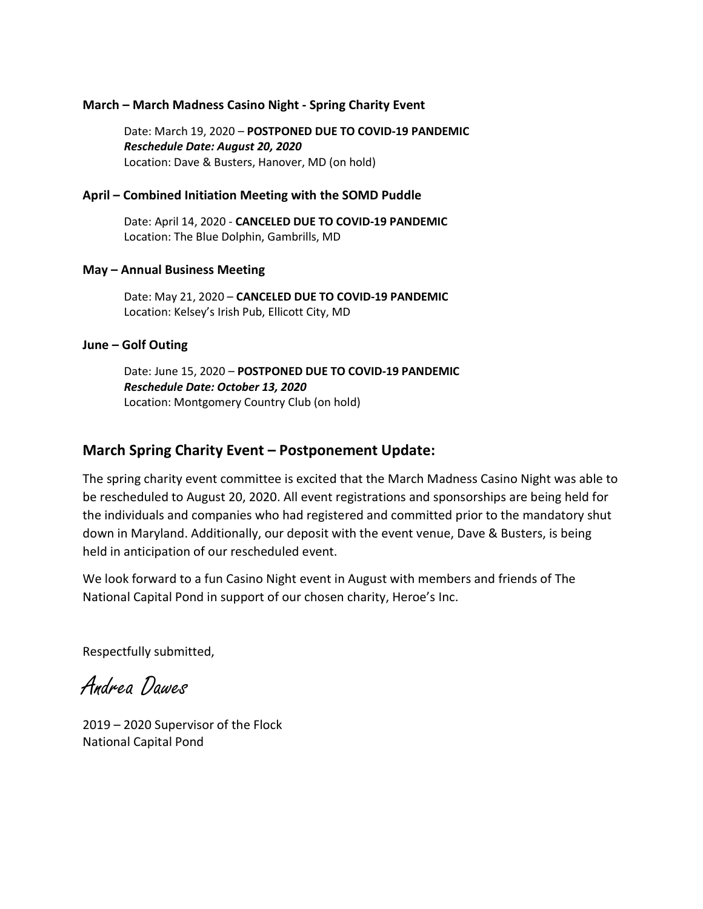**March – March Madness Casino Night - Spring Charity Event**

Date: March 19, 2020 – **POSTPONED DUE TO COVID-19 PANDEMIC**
***Reschedule Date: August 20, 2020***
Location: Dave & Busters, Hanover, MD (on hold)

**April – Combined Initiation Meeting with the SOMD Puddle**

Date: April 14, 2020 - **CANCELED DUE TO COVID-19 PANDEMIC**
Location: The Blue Dolphin, Gambrills, MD

**May – Annual Business Meeting**

Date: May 21, 2020 – **CANCELED DUE TO COVID-19 PANDEMIC**
Location: Kelsey's Irish Pub, Ellicott City, MD

**June – Golf Outing**

Date: June 15, 2020 – **POSTPONED DUE TO COVID-19 PANDEMIC**
***Reschedule Date: October 13, 2020***
Location: Montgomery Country Club (on hold)

## March Spring Charity Event – Postponement Update:

The spring charity event committee is excited that the March Madness Casino Night was able to be rescheduled to August 20, 2020. All event registrations and sponsorships are being held for the individuals and companies who had registered and committed prior to the mandatory shut down in Maryland. Additionally, our deposit with the event venue, Dave & Busters, is being held in anticipation of our rescheduled event.

We look forward to a fun Casino Night event in August with members and friends of The National Capital Pond in support of our chosen charity, Heroe's Inc.

Respectfully submitted,

Andrea Dawes

2019 – 2020 Supervisor of the Flock
National Capital Pond